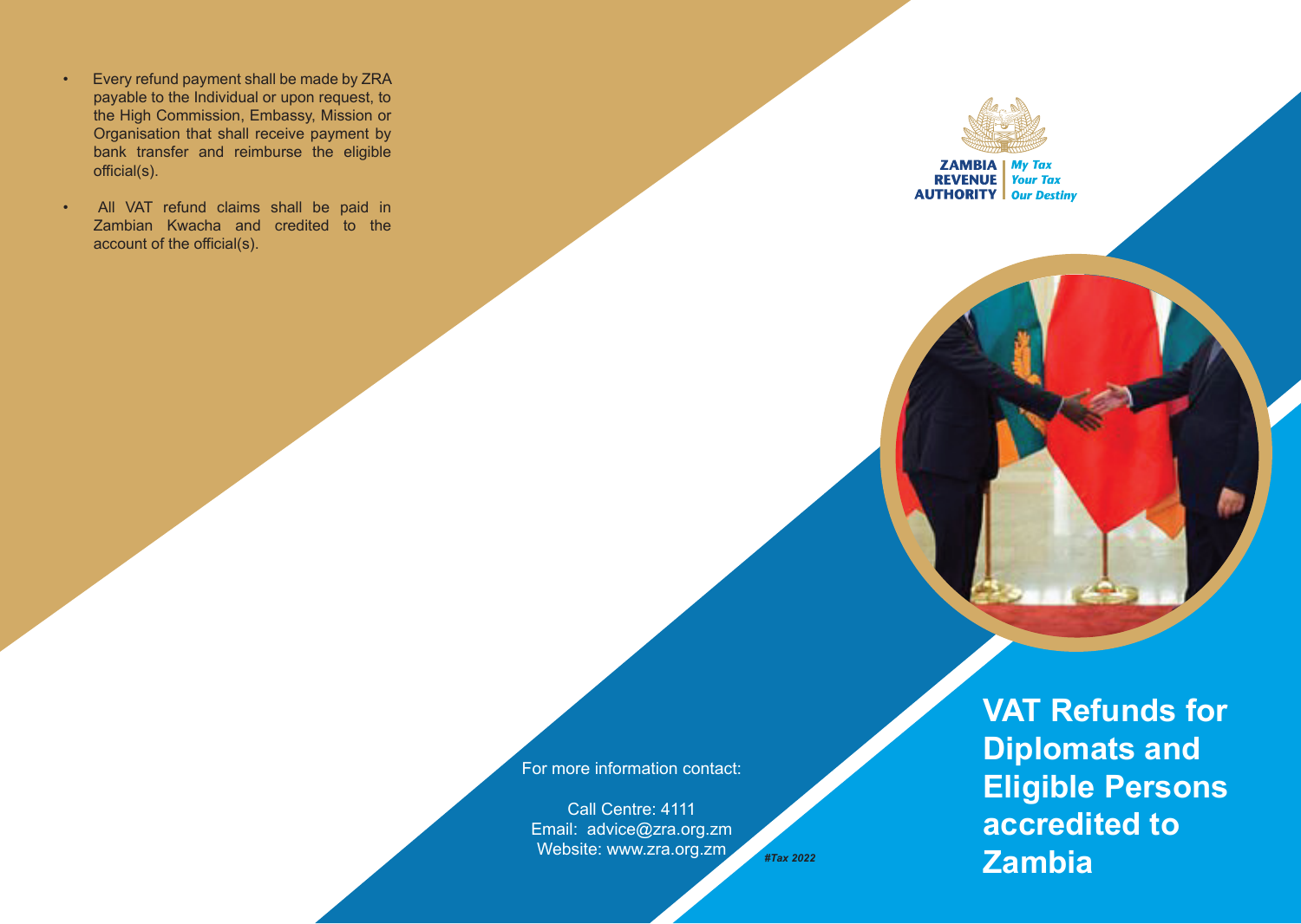- Every refund payment shall be made by ZRA payable to the Individual or upon request, to the High Commission, Embassy, Mission or Organisation that shall receive payment by bank transfer and reimburse the eligible official(s).
- All VAT refund claims shall be paid in Zambian Kwacha and credited to the account of the official(s).

For more information contact:

Call Centre: 4111
Email: advice@zra.org.zm
Website: www.zra.org.zm

*#Tax 2022*

ZAMBIA REVENUE AUTHORITY | *My Tax Your Tax Our Destiny*

# VAT Refunds for Diplomats and Eligible Persons accredited to Zambia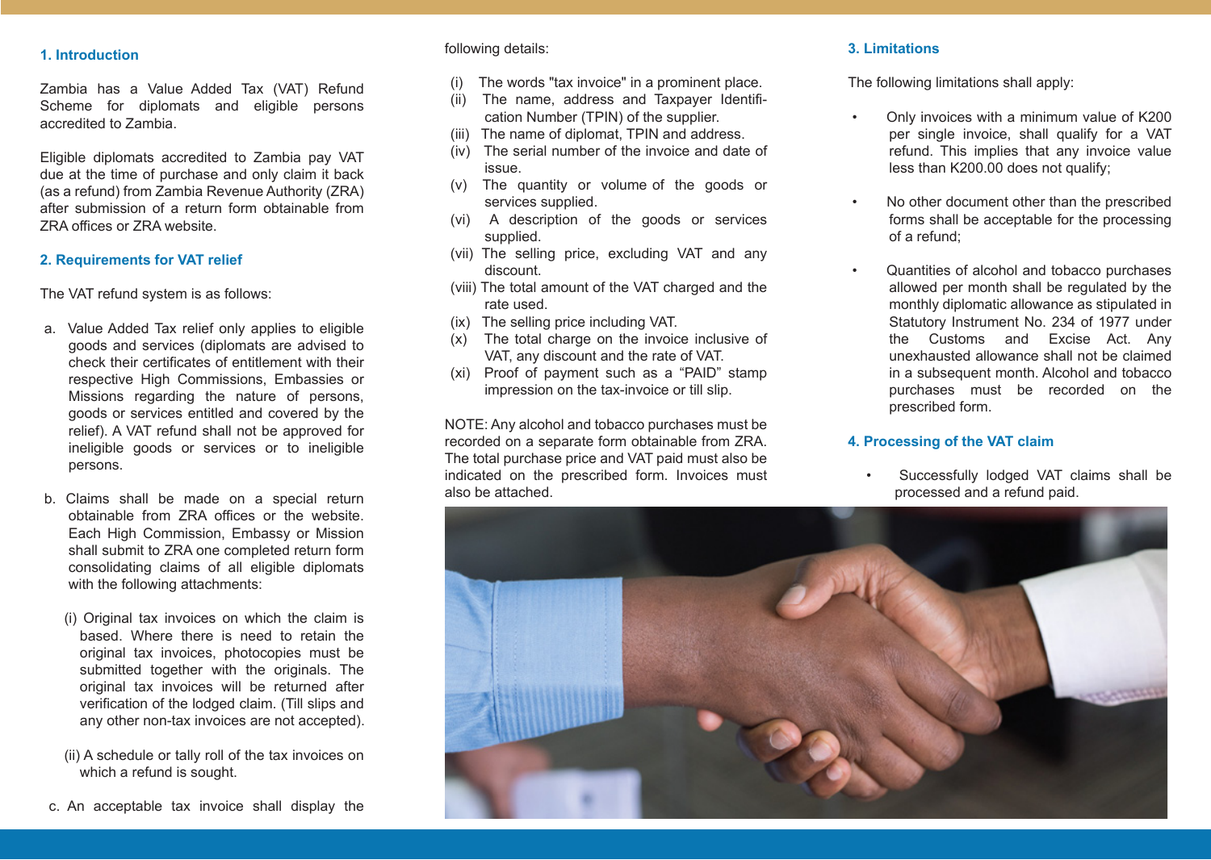## 1. Introduction

Zambia has a Value Added Tax (VAT) Refund Scheme for diplomats and eligible persons accredited to Zambia.

Eligible diplomats accredited to Zambia pay VAT due at the time of purchase and only claim it back (as a refund) from Zambia Revenue Authority (ZRA) after submission of a return form obtainable from ZRA offices or ZRA website.

## 2. Requirements for VAT relief

The VAT refund system is as follows:

a. Value Added Tax relief only applies to eligible goods and services (diplomats are advised to check their certificates of entitlement with their respective High Commissions, Embassies or Missions regarding the nature of persons, goods or services entitled and covered by the relief). A VAT refund shall not be approved for ineligible goods or services or to ineligible persons.

b. Claims shall be made on a special return obtainable from ZRA offices or the website. Each High Commission, Embassy or Mission shall submit to ZRA one completed return form consolidating claims of all eligible diplomats with the following attachments:

   (i) Original tax invoices on which the claim is based. Where there is need to retain the original tax invoices, photocopies must be submitted together with the originals. The original tax invoices will be returned after verification of the lodged claim. (Till slips and any other non-tax invoices are not accepted).

   (ii) A schedule or tally roll of the tax invoices on which a refund is sought.

c. An acceptable tax invoice shall display the following details:

   (i) The words "tax invoice" in a prominent place.
   (ii) The name, address and Taxpayer Identification Number (TPIN) of the supplier.
   (iii) The name of diplomat, TPIN and address.
   (iv) The serial number of the invoice and date of issue.
   (v) The quantity or volume of the goods or services supplied.
   (vi) A description of the goods or services supplied.
   (vii) The selling price, excluding VAT and any discount.
   (viii) The total amount of the VAT charged and the rate used.
   (ix) The selling price including VAT.
   (x) The total charge on the invoice inclusive of VAT, any discount and the rate of VAT.
   (xi) Proof of payment such as a “PAID” stamp impression on the tax-invoice or till slip.

NOTE: Any alcohol and tobacco purchases must be recorded on a separate form obtainable from ZRA. The total purchase price and VAT paid must also be indicated on the prescribed form. Invoices must also be attached.

## 3. Limitations

The following limitations shall apply:

- Only invoices with a minimum value of K200 per single invoice, shall qualify for a VAT refund. This implies that any invoice value less than K200.00 does not qualify;

- No other document other than the prescribed forms shall be acceptable for the processing of a refund;

- Quantities of alcohol and tobacco purchases allowed per month shall be regulated by the monthly diplomatic allowance as stipulated in Statutory Instrument No. 234 of 1977 under the Customs and Excise Act. Any unexhausted allowance shall not be claimed in a subsequent month. Alcohol and tobacco purchases must be recorded on the prescribed form.

## 4. Processing of the VAT claim

- Successfully lodged VAT claims shall be processed and a refund paid.